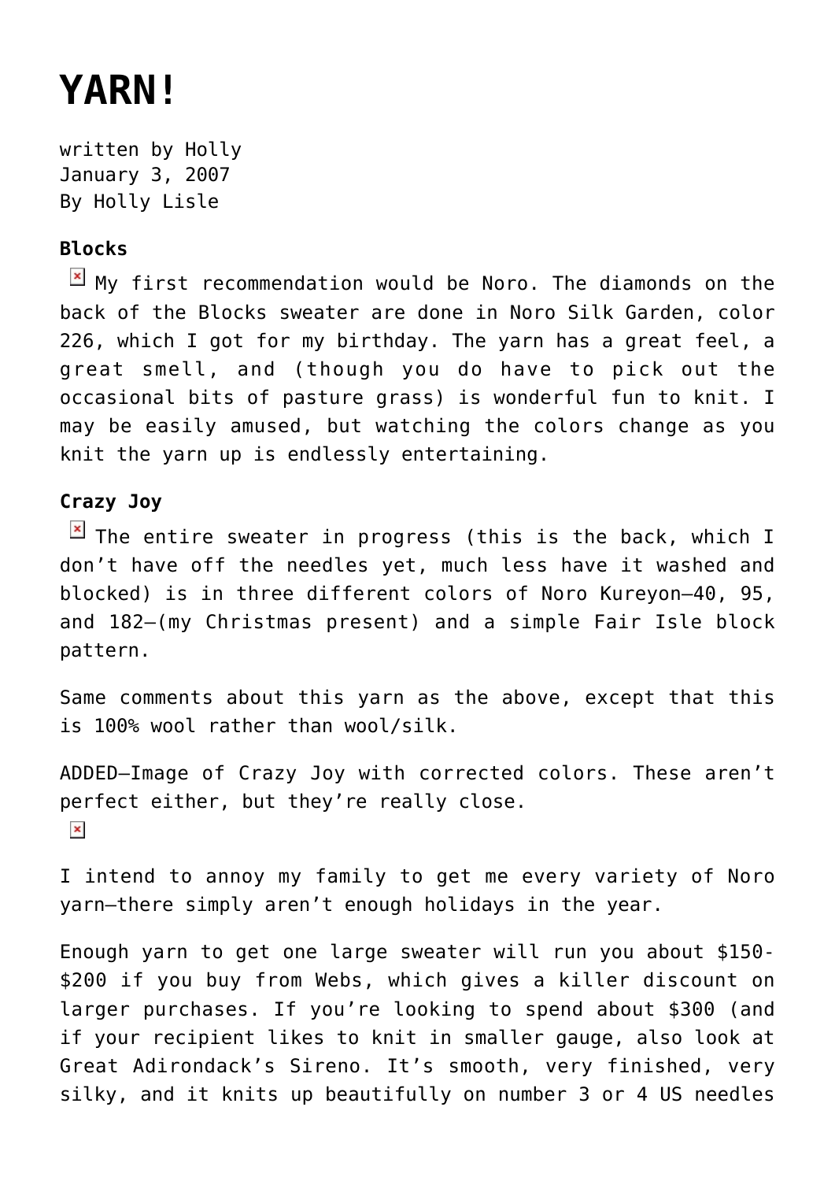# YARN!

written by Holly
January 3, 2007
By Holly Lisle

**Blocks**

My first recommendation would be Noro. The diamonds on the back of the Blocks sweater are done in Noro Silk Garden, color 226, which I got for my birthday. The yarn has a great feel, a great smell, and (though you do have to pick out the occasional bits of pasture grass) is wonderful fun to knit. I may be easily amused, but watching the colors change as you knit the yarn up is endlessly entertaining.

**Crazy Joy**

The entire sweater in progress (this is the back, which I don't have off the needles yet, much less have it washed and blocked) is in three different colors of Noro Kureyon—40, 95, and 182—(my Christmas present) and a simple Fair Isle block pattern.

Same comments about this yarn as the above, except that this is 100% wool rather than wool/silk.

ADDED—Image of Crazy Joy with corrected colors. These aren't perfect either, but they're really close.

I intend to annoy my family to get me every variety of Noro yarn—there simply aren't enough holidays in the year.

Enough yarn to get one large sweater will run you about $150-$200 if you buy from Webs, which gives a killer discount on larger purchases. If you're looking to spend about $300 (and if your recipient likes to knit in smaller gauge, also look at Great Adirondack's Sireno. It's smooth, very finished, very silky, and it knits up beautifully on number 3 or 4 US needles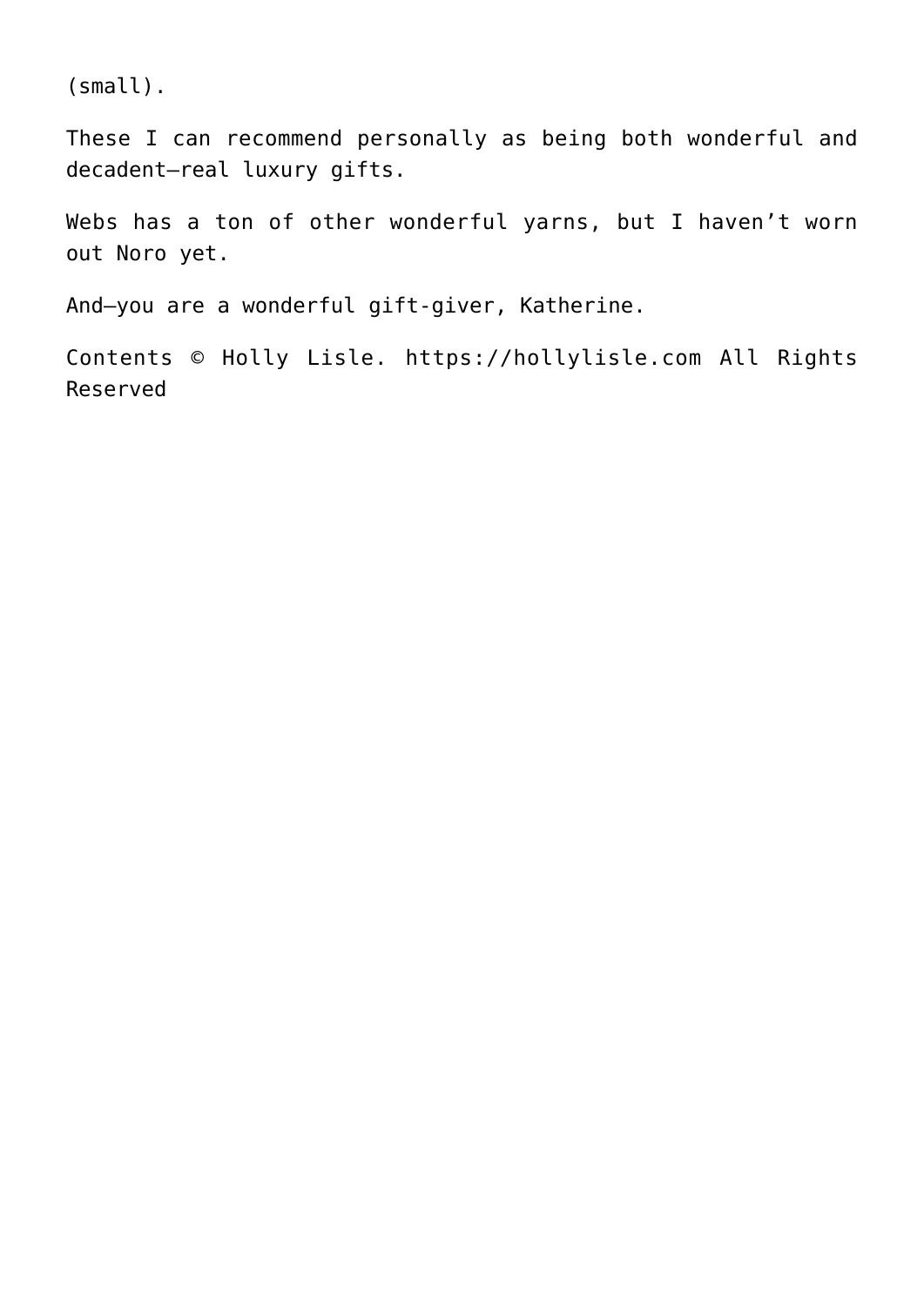(small).

These I can recommend personally as being both wonderful and decadent—real luxury gifts.

Webs has a ton of other wonderful yarns, but I haven't worn out Noro yet.

And—you are a wonderful gift-giver, Katherine.

Contents © Holly Lisle. https://hollylisle.com All Rights Reserved